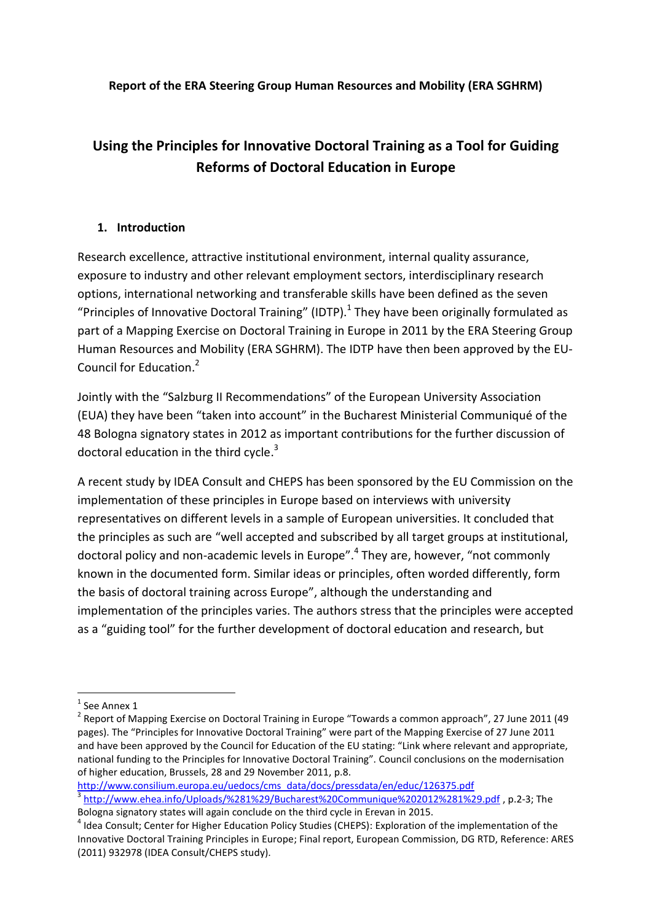**Report of the ERA Steering Group Human Resources and Mobility (ERA SGHRM)**

# Using the Principles for Innovative Doctoral Training as a Tool for Guiding Reforms of Doctoral Education in Europe

## 1. Introduction

Research excellence, attractive institutional environment, internal quality assurance, exposure to industry and other relevant employment sectors, interdisciplinary research options, international networking and transferable skills have been defined as the seven "Principles of Innovative Doctoral Training" (IDTP).[1] They have been originally formulated as part of a Mapping Exercise on Doctoral Training in Europe in 2011 by the ERA Steering Group Human Resources and Mobility (ERA SGHRM). The IDTP have then been approved by the EU-Council for Education.[2]

Jointly with the "Salzburg II Recommendations" of the European University Association (EUA) they have been "taken into account" in the Bucharest Ministerial Communiqué of the 48 Bologna signatory states in 2012 as important contributions for the further discussion of doctoral education in the third cycle.[3]

A recent study by IDEA Consult and CHEPS has been sponsored by the EU Commission on the implementation of these principles in Europe based on interviews with university representatives on different levels in a sample of European universities. It concluded that the principles as such are "well accepted and subscribed by all target groups at institutional, doctoral policy and non-academic levels in Europe".[4] They are, however, "not commonly known in the documented form. Similar ideas or principles, often worded differently, form the basis of doctoral training across Europe", although the understanding and implementation of the principles varies. The authors stress that the principles were accepted as a "guiding tool" for the further development of doctoral education and research, but

---

[1] See Annex 1

[2] Report of Mapping Exercise on Doctoral Training in Europe "Towards a common approach", 27 June 2011 (49 pages). The "Principles for Innovative Doctoral Training" were part of the Mapping Exercise of 27 June 2011 and have been approved by the Council for Education of the EU stating: "Link where relevant and appropriate, national funding to the Principles for Innovative Doctoral Training". Council conclusions on the modernisation of higher education, Brussels, 28 and 29 November 2011, p.8. http://www.consilium.europa.eu/uedocs/cms_data/docs/pressdata/en/educ/126375.pdf

[3] http://www.ehea.info/Uploads/%281%29/Bucharest%20Communique%202012%281%29.pdf , p.2-3; The Bologna signatory states will again conclude on the third cycle in Erevan in 2015.

[4] Idea Consult; Center for Higher Education Policy Studies (CHEPS): Exploration of the implementation of the Innovative Doctoral Training Principles in Europe; Final report, European Commission, DG RTD, Reference: ARES (2011) 932978 (IDEA Consult/CHEPS study).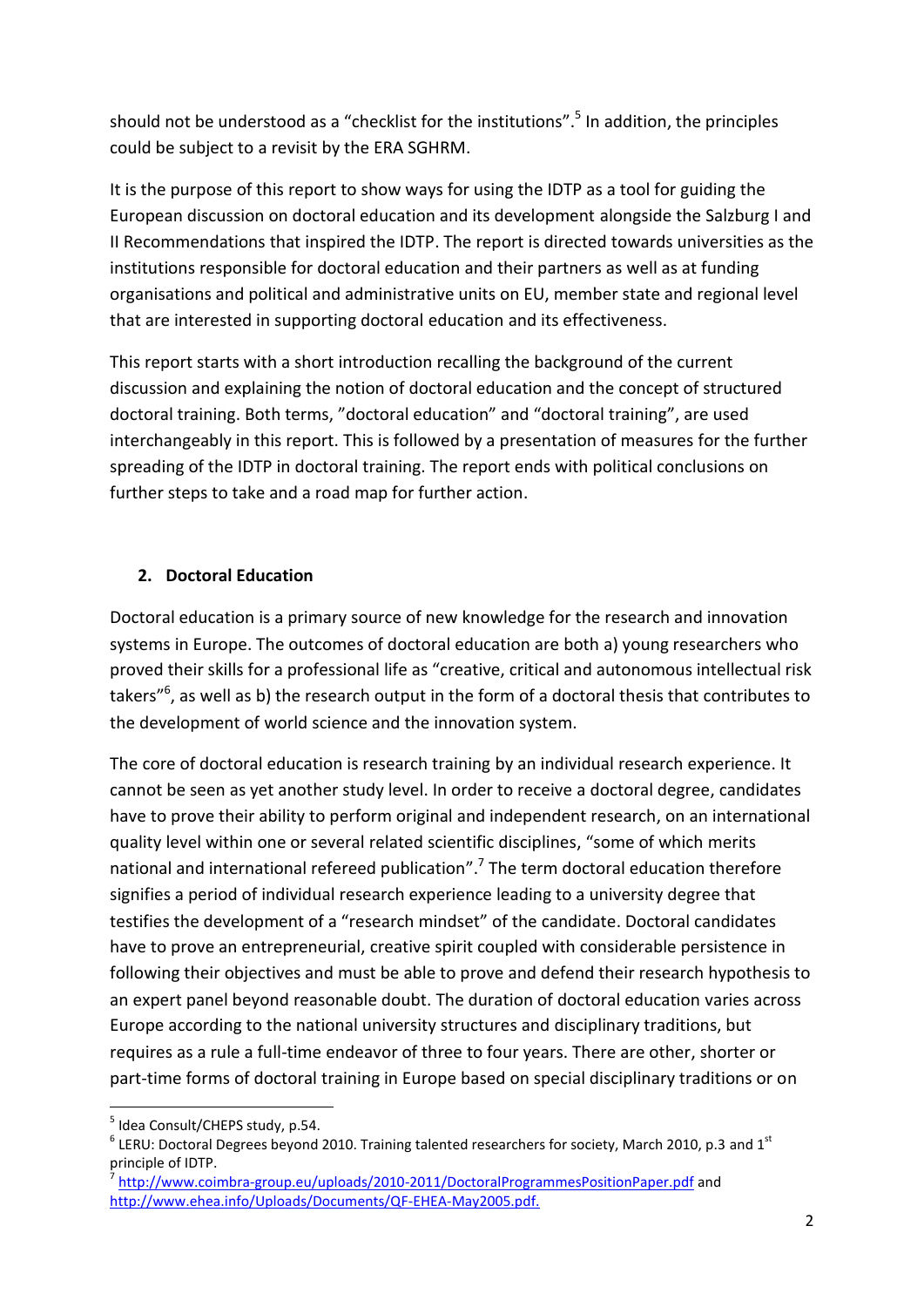should not be understood as a "checklist for the institutions".[5] In addition, the principles could be subject to a revisit by the ERA SGHRM.

It is the purpose of this report to show ways for using the IDTP as a tool for guiding the European discussion on doctoral education and its development alongside the Salzburg I and II Recommendations that inspired the IDTP. The report is directed towards universities as the institutions responsible for doctoral education and their partners as well as at funding organisations and political and administrative units on EU, member state and regional level that are interested in supporting doctoral education and its effectiveness.

This report starts with a short introduction recalling the background of the current discussion and explaining the notion of doctoral education and the concept of structured doctoral training. Both terms, "doctoral education" and "doctoral training", are used interchangeably in this report. This is followed by a presentation of measures for the further spreading of the IDTP in doctoral training. The report ends with political conclusions on further steps to take and a road map for further action.

## 2. Doctoral Education

Doctoral education is a primary source of new knowledge for the research and innovation systems in Europe. The outcomes of doctoral education are both a) young researchers who proved their skills for a professional life as "creative, critical and autonomous intellectual risk takers"[6], as well as b) the research output in the form of a doctoral thesis that contributes to the development of world science and the innovation system.

The core of doctoral education is research training by an individual research experience. It cannot be seen as yet another study level. In order to receive a doctoral degree, candidates have to prove their ability to perform original and independent research, on an international quality level within one or several related scientific disciplines, "some of which merits national and international refereed publication".[7] The term doctoral education therefore signifies a period of individual research experience leading to a university degree that testifies the development of a "research mindset" of the candidate. Doctoral candidates have to prove an entrepreneurial, creative spirit coupled with considerable persistence in following their objectives and must be able to prove and defend their research hypothesis to an expert panel beyond reasonable doubt. The duration of doctoral education varies across Europe according to the national university structures and disciplinary traditions, but requires as a rule a full-time endeavor of three to four years. There are other, shorter or part-time forms of doctoral training in Europe based on special disciplinary traditions or on

---

[5] Idea Consult/CHEPS study, p.54.

[6] LERU: Doctoral Degrees beyond 2010. Training talented researchers for society, March 2010, p.3 and 1st principle of IDTP.

[7] http://www.coimbra-group.eu/uploads/2010-2011/DoctoralProgrammesPositionPaper.pdf and http://www.ehea.info/Uploads/Documents/QF-EHEA-May2005.pdf.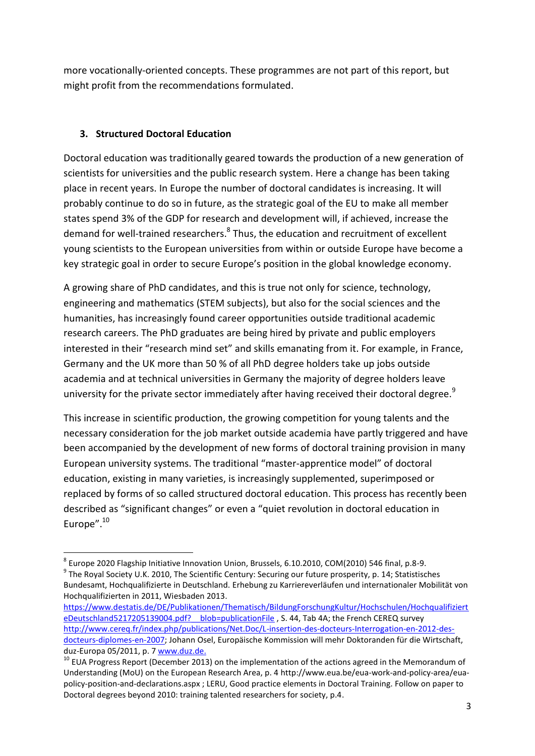more vocationally-oriented concepts. These programmes are not part of this report, but might profit from the recommendations formulated.

## 3. Structured Doctoral Education

Doctoral education was traditionally geared towards the production of a new generation of scientists for universities and the public research system. Here a change has been taking place in recent years. In Europe the number of doctoral candidates is increasing. It will probably continue to do so in future, as the strategic goal of the EU to make all member states spend 3% of the GDP for research and development will, if achieved, increase the demand for well-trained researchers.[8] Thus, the education and recruitment of excellent young scientists to the European universities from within or outside Europe have become a key strategic goal in order to secure Europe's position in the global knowledge economy.

A growing share of PhD candidates, and this is true not only for science, technology, engineering and mathematics (STEM subjects), but also for the social sciences and the humanities, has increasingly found career opportunities outside traditional academic research careers. The PhD graduates are being hired by private and public employers interested in their "research mind set" and skills emanating from it. For example, in France, Germany and the UK more than 50 % of all PhD degree holders take up jobs outside academia and at technical universities in Germany the majority of degree holders leave university for the private sector immediately after having received their doctoral degree.[9]

This increase in scientific production, the growing competition for young talents and the necessary consideration for the job market outside academia have partly triggered and have been accompanied by the development of new forms of doctoral training provision in many European university systems. The traditional "master-apprentice model" of doctoral education, existing in many varieties, is increasingly supplemented, superimposed or replaced by forms of so called structured doctoral education. This process has recently been described as "significant changes" or even a "quiet revolution in doctoral education in Europe".[10]

---

[8] Europe 2020 Flagship Initiative Innovation Union, Brussels, 6.10.2010, COM(2010) 546 final, p.8-9.

[9] The Royal Society U.K. 2010, The Scientific Century: Securing our future prosperity, p. 14; Statistisches Bundesamt, Hochqualifizierte in Deutschland. Erhebung zu Karriereverläufen und internationaler Mobilität von Hochqualifizierten in 2011, Wiesbaden 2013. https://www.destatis.de/DE/Publikationen/Thematisch/BildungForschungKultur/Hochschulen/HochqualifizierteDeutschland5217205139004.pdf?__blob=publicationFile , S. 44, Tab 4A; the French CEREQ survey http://www.cereq.fr/index.php/publications/Net.Doc/L-insertion-des-docteurs-Interrogation-en-2012-des-docteurs-diplomes-en-2007; Johann Osel, Europäische Kommission will mehr Doktoranden für die Wirtschaft, duz-Europa 05/2011, p. 7 www.duz.de.

[10] EUA Progress Report (December 2013) on the implementation of the actions agreed in the Memorandum of Understanding (MoU) on the European Research Area, p. 4 http://www.eua.be/eua-work-and-policy-area/eua-policy-position-and-declarations.aspx ; LERU, Good practice elements in Doctoral Training. Follow on paper to Doctoral degrees beyond 2010: training talented researchers for society, p.4.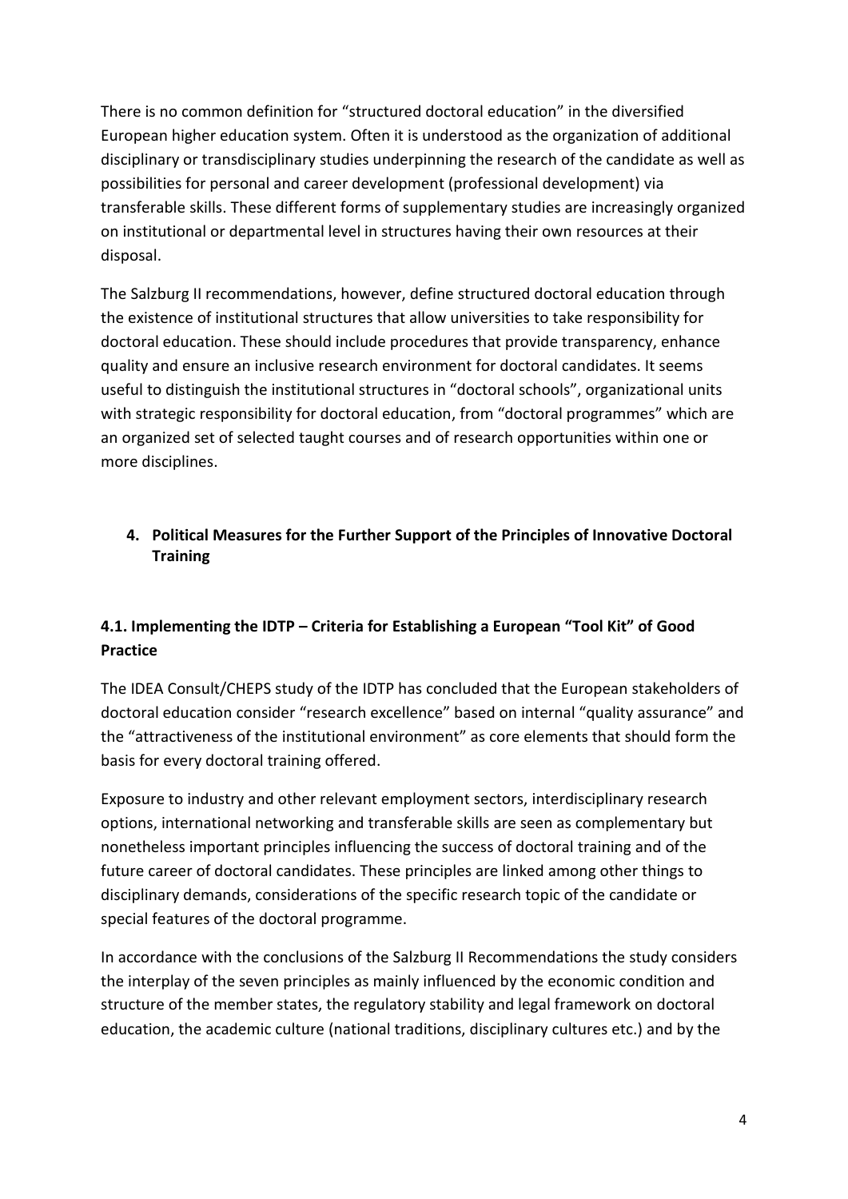There is no common definition for "structured doctoral education" in the diversified European higher education system. Often it is understood as the organization of additional disciplinary or transdisciplinary studies underpinning the research of the candidate as well as possibilities for personal and career development (professional development) via transferable skills. These different forms of supplementary studies are increasingly organized on institutional or departmental level in structures having their own resources at their disposal.

The Salzburg II recommendations, however, define structured doctoral education through the existence of institutional structures that allow universities to take responsibility for doctoral education. These should include procedures that provide transparency, enhance quality and ensure an inclusive research environment for doctoral candidates. It seems useful to distinguish the institutional structures in "doctoral schools", organizational units with strategic responsibility for doctoral education, from "doctoral programmes" which are an organized set of selected taught courses and of research opportunities within one or more disciplines.

## 4. Political Measures for the Further Support of the Principles of Innovative Doctoral Training

### 4.1. Implementing the IDTP – Criteria for Establishing a European "Tool Kit" of Good Practice

The IDEA Consult/CHEPS study of the IDTP has concluded that the European stakeholders of doctoral education consider "research excellence" based on internal "quality assurance" and the "attractiveness of the institutional environment" as core elements that should form the basis for every doctoral training offered.

Exposure to industry and other relevant employment sectors, interdisciplinary research options, international networking and transferable skills are seen as complementary but nonetheless important principles influencing the success of doctoral training and of the future career of doctoral candidates. These principles are linked among other things to disciplinary demands, considerations of the specific research topic of the candidate or special features of the doctoral programme.

In accordance with the conclusions of the Salzburg II Recommendations the study considers the interplay of the seven principles as mainly influenced by the economic condition and structure of the member states, the regulatory stability and legal framework on doctoral education, the academic culture (national traditions, disciplinary cultures etc.) and by the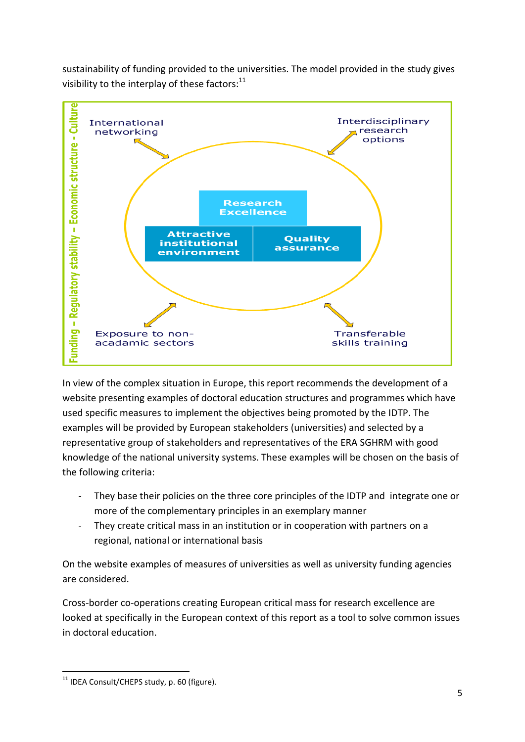sustainability of funding provided to the universities. The model provided in the study gives visibility to the interplay of these factors:[11]

Funding – Regulatory stability – Economic structure - Culture

International networking

Interdisciplinary research options

Research Excellence

Attractive institutional environment

Quality assurance

Exposure to non-acadamic sectors

Transferable skills training

In view of the complex situation in Europe, this report recommends the development of a website presenting examples of doctoral education structures and programmes which have used specific measures to implement the objectives being promoted by the IDTP. The examples will be provided by European stakeholders (universities) and selected by a representative group of stakeholders and representatives of the ERA SGHRM with good knowledge of the national university systems. These examples will be chosen on the basis of the following criteria:

- They base their policies on the three core principles of the IDTP and integrate one or more of the complementary principles in an exemplary manner
- They create critical mass in an institution or in cooperation with partners on a regional, national or international basis

On the website examples of measures of universities as well as university funding agencies are considered.

Cross-border co-operations creating European critical mass for research excellence are looked at specifically in the European context of this report as a tool to solve common issues in doctoral education.

---

[11] IDEA Consult/CHEPS study, p. 60 (figure).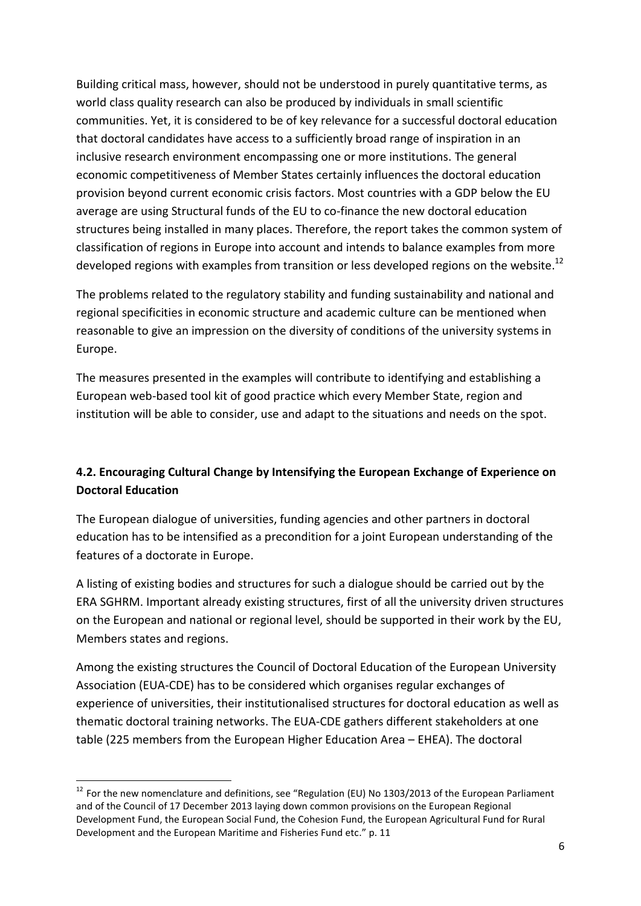Building critical mass, however, should not be understood in purely quantitative terms, as world class quality research can also be produced by individuals in small scientific communities. Yet, it is considered to be of key relevance for a successful doctoral education that doctoral candidates have access to a sufficiently broad range of inspiration in an inclusive research environment encompassing one or more institutions. The general economic competitiveness of Member States certainly influences the doctoral education provision beyond current economic crisis factors. Most countries with a GDP below the EU average are using Structural funds of the EU to co-finance the new doctoral education structures being installed in many places. Therefore, the report takes the common system of classification of regions in Europe into account and intends to balance examples from more developed regions with examples from transition or less developed regions on the website.[12]

The problems related to the regulatory stability and funding sustainability and national and regional specificities in economic structure and academic culture can be mentioned when reasonable to give an impression on the diversity of conditions of the university systems in Europe.

The measures presented in the examples will contribute to identifying and establishing a European web-based tool kit of good practice which every Member State, region and institution will be able to consider, use and adapt to the situations and needs on the spot.

### 4.2. Encouraging Cultural Change by Intensifying the European Exchange of Experience on Doctoral Education

The European dialogue of universities, funding agencies and other partners in doctoral education has to be intensified as a precondition for a joint European understanding of the features of a doctorate in Europe.

A listing of existing bodies and structures for such a dialogue should be carried out by the ERA SGHRM. Important already existing structures, first of all the university driven structures on the European and national or regional level, should be supported in their work by the EU, Members states and regions.

Among the existing structures the Council of Doctoral Education of the European University Association (EUA-CDE) has to be considered which organises regular exchanges of experience of universities, their institutionalised structures for doctoral education as well as thematic doctoral training networks. The EUA-CDE gathers different stakeholders at one table (225 members from the European Higher Education Area – EHEA). The doctoral

---

[12] For the new nomenclature and definitions, see "Regulation (EU) No 1303/2013 of the European Parliament and of the Council of 17 December 2013 laying down common provisions on the European Regional Development Fund, the European Social Fund, the Cohesion Fund, the European Agricultural Fund for Rural Development and the European Maritime and Fisheries Fund etc." p. 11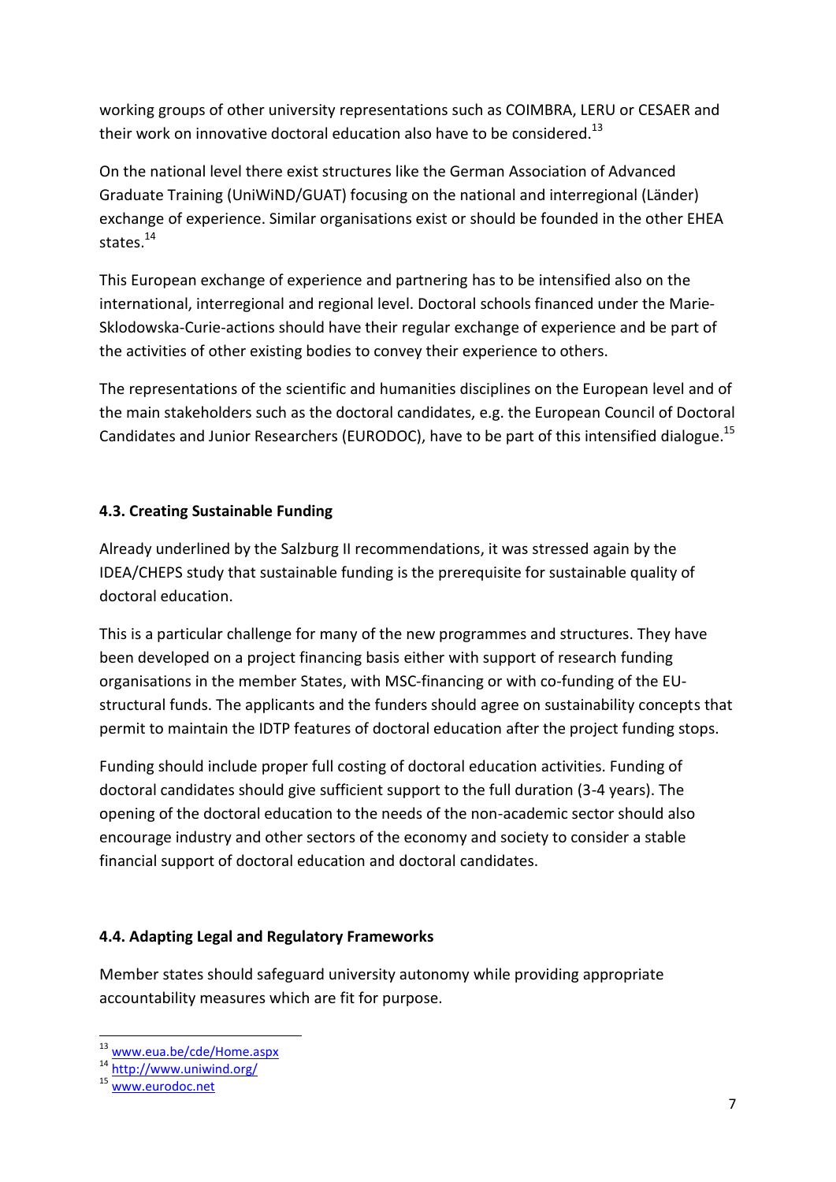working groups of other university representations such as COIMBRA, LERU or CESAER and their work on innovative doctoral education also have to be considered.[13]

On the national level there exist structures like the German Association of Advanced Graduate Training (UniWiND/GUAT) focusing on the national and interregional (Länder) exchange of experience. Similar organisations exist or should be founded in the other EHEA states.[14]

This European exchange of experience and partnering has to be intensified also on the international, interregional and regional level. Doctoral schools financed under the Marie-Sklodowska-Curie-actions should have their regular exchange of experience and be part of the activities of other existing bodies to convey their experience to others.

The representations of the scientific and humanities disciplines on the European level and of the main stakeholders such as the doctoral candidates, e.g. the European Council of Doctoral Candidates and Junior Researchers (EURODOC), have to be part of this intensified dialogue.[15]

### 4.3. Creating Sustainable Funding

Already underlined by the Salzburg II recommendations, it was stressed again by the IDEA/CHEPS study that sustainable funding is the prerequisite for sustainable quality of doctoral education.

This is a particular challenge for many of the new programmes and structures. They have been developed on a project financing basis either with support of research funding organisations in the member States, with MSC-financing or with co-funding of the EU-structural funds. The applicants and the funders should agree on sustainability concepts that permit to maintain the IDTP features of doctoral education after the project funding stops.

Funding should include proper full costing of doctoral education activities. Funding of doctoral candidates should give sufficient support to the full duration (3-4 years). The opening of the doctoral education to the needs of the non-academic sector should also encourage industry and other sectors of the economy and society to consider a stable financial support of doctoral education and doctoral candidates.

### 4.4. Adapting Legal and Regulatory Frameworks

Member states should safeguard university autonomy while providing appropriate accountability measures which are fit for purpose.

---

[13] www.eua.be/cde/Home.aspx

[14] http://www.uniwind.org/

[15] www.eurodoc.net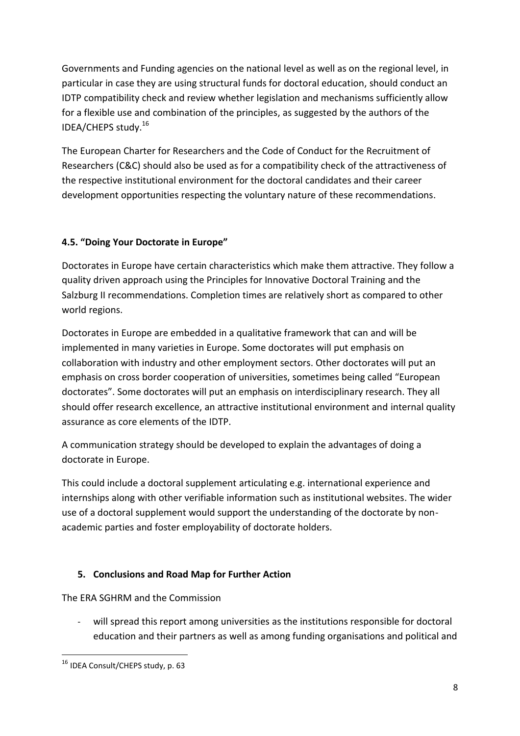Governments and Funding agencies on the national level as well as on the regional level, in particular in case they are using structural funds for doctoral education, should conduct an IDTP compatibility check and review whether legislation and mechanisms sufficiently allow for a flexible use and combination of the principles, as suggested by the authors of the IDEA/CHEPS study.[16]

The European Charter for Researchers and the Code of Conduct for the Recruitment of Researchers (C&C) should also be used as for a compatibility check of the attractiveness of the respective institutional environment for the doctoral candidates and their career development opportunities respecting the voluntary nature of these recommendations.

### 4.5. "Doing Your Doctorate in Europe"

Doctorates in Europe have certain characteristics which make them attractive. They follow a quality driven approach using the Principles for Innovative Doctoral Training and the Salzburg II recommendations. Completion times are relatively short as compared to other world regions.

Doctorates in Europe are embedded in a qualitative framework that can and will be implemented in many varieties in Europe. Some doctorates will put emphasis on collaboration with industry and other employment sectors. Other doctorates will put an emphasis on cross border cooperation of universities, sometimes being called "European doctorates". Some doctorates will put an emphasis on interdisciplinary research. They all should offer research excellence, an attractive institutional environment and internal quality assurance as core elements of the IDTP.

A communication strategy should be developed to explain the advantages of doing a doctorate in Europe.

This could include a doctoral supplement articulating e.g. international experience and internships along with other verifiable information such as institutional websites. The wider use of a doctoral supplement would support the understanding of the doctorate by non-academic parties and foster employability of doctorate holders.

## 5. Conclusions and Road Map for Further Action

The ERA SGHRM and the Commission

- will spread this report among universities as the institutions responsible for doctoral education and their partners as well as among funding organisations and political and

---

[16] IDEA Consult/CHEPS study, p. 63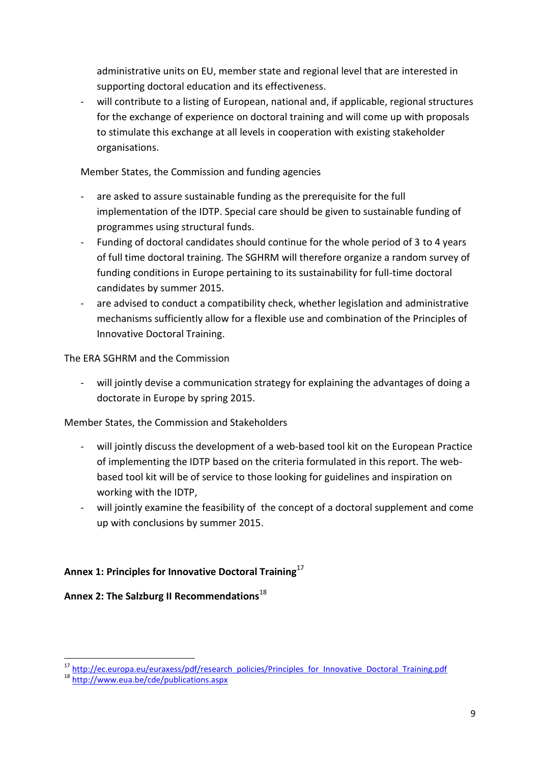administrative units on EU, member state and regional level that are interested in supporting doctoral education and its effectiveness.

- will contribute to a listing of European, national and, if applicable, regional structures for the exchange of experience on doctoral training and will come up with proposals to stimulate this exchange at all levels in cooperation with existing stakeholder organisations.

Member States, the Commission and funding agencies

- are asked to assure sustainable funding as the prerequisite for the full implementation of the IDTP. Special care should be given to sustainable funding of programmes using structural funds.
- Funding of doctoral candidates should continue for the whole period of 3 to 4 years of full time doctoral training. The SGHRM will therefore organize a random survey of funding conditions in Europe pertaining to its sustainability for full-time doctoral candidates by summer 2015.
- are advised to conduct a compatibility check, whether legislation and administrative mechanisms sufficiently allow for a flexible use and combination of the Principles of Innovative Doctoral Training.

The ERA SGHRM and the Commission

- will jointly devise a communication strategy for explaining the advantages of doing a doctorate in Europe by spring 2015.

Member States, the Commission and Stakeholders

- will jointly discuss the development of a web-based tool kit on the European Practice of implementing the IDTP based on the criteria formulated in this report. The web-based tool kit will be of service to those looking for guidelines and inspiration on working with the IDTP,
- will jointly examine the feasibility of the concept of a doctoral supplement and come up with conclusions by summer 2015.

**Annex 1: Principles for Innovative Doctoral Training**[17]

**Annex 2: The Salzburg II Recommendations**[18]

---

[17] http://ec.europa.eu/euraxess/pdf/research_policies/Principles_for_Innovative_Doctoral_Training.pdf

[18] http://www.eua.be/cde/publications.aspx